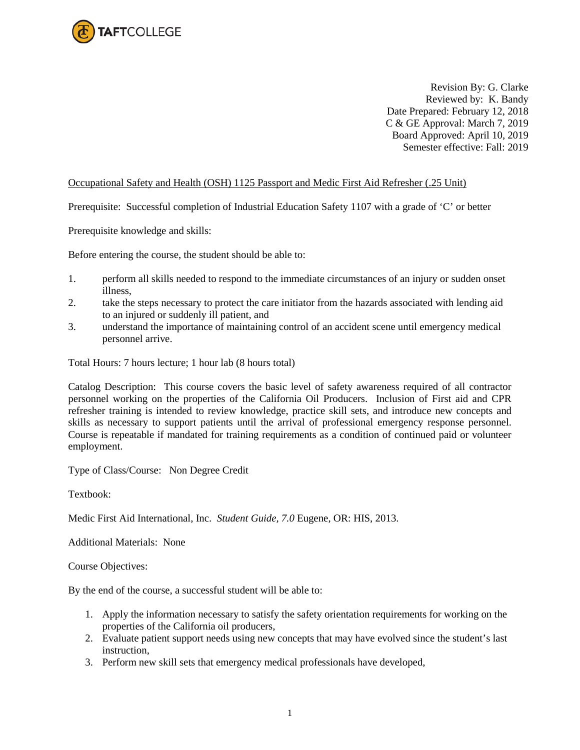Revision By: G. Clarke
Reviewed by: K. Bandy
Date Prepared: February 12, 2018
C & GE Approval: March 7, 2019
Board Approved: April 10, 2019
Semester effective: Fall: 2019

Occupational Safety and Health (OSH) 1125 Passport and Medic First Aid Refresher (.25 Unit)

Prerequisite: Successful completion of Industrial Education Safety 1107 with a grade of 'C' or better

Prerequisite knowledge and skills:

Before entering the course, the student should be able to:

1. perform all skills needed to respond to the immediate circumstances of an injury or sudden onset illness,
2. take the steps necessary to protect the care initiator from the hazards associated with lending aid to an injured or suddenly ill patient, and
3. understand the importance of maintaining control of an accident scene until emergency medical personnel arrive.

Total Hours: 7 hours lecture; 1 hour lab (8 hours total)

Catalog Description: This course covers the basic level of safety awareness required of all contractor personnel working on the properties of the California Oil Producers. Inclusion of First aid and CPR refresher training is intended to review knowledge, practice skill sets, and introduce new concepts and skills as necessary to support patients until the arrival of professional emergency response personnel. Course is repeatable if mandated for training requirements as a condition of continued paid or volunteer employment.

Type of Class/Course: Non Degree Credit

Textbook:

Medic First Aid International, Inc. *Student Guide, 7.0* Eugene, OR: HIS, 2013.

Additional Materials: None

Course Objectives:

By the end of the course, a successful student will be able to:

1. Apply the information necessary to satisfy the safety orientation requirements for working on the properties of the California oil producers,
2. Evaluate patient support needs using new concepts that may have evolved since the student's last instruction,
3. Perform new skill sets that emergency medical professionals have developed,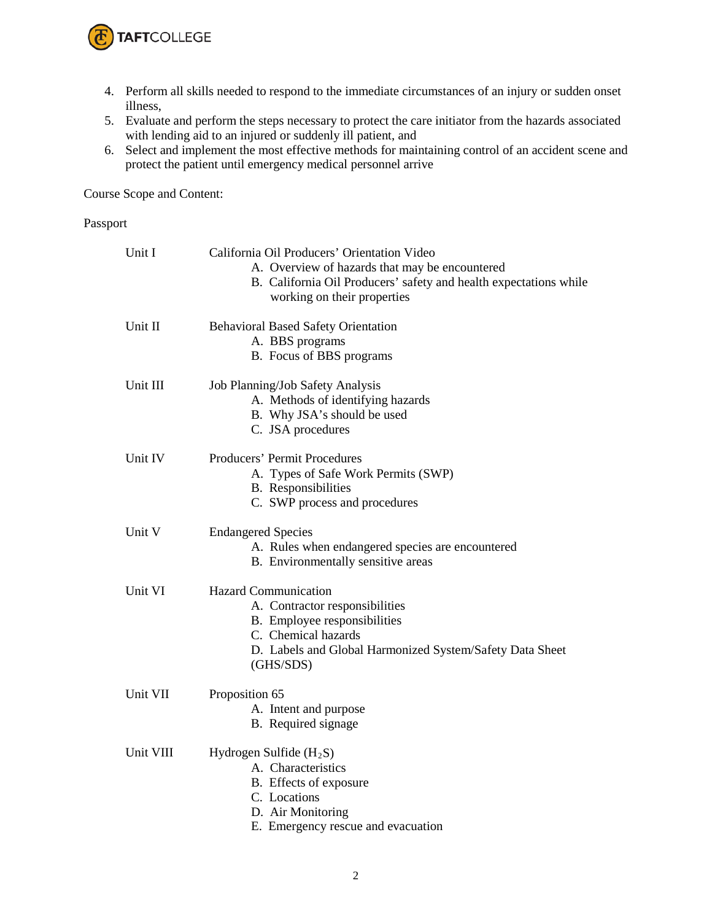4. Perform all skills needed to respond to the immediate circumstances of an injury or sudden onset illness,
5. Evaluate and perform the steps necessary to protect the care initiator from the hazards associated with lending aid to an injured or suddenly ill patient, and
6. Select and implement the most effective methods for maintaining control of an accident scene and protect the patient until emergency medical personnel arrive

Course Scope and Content:

Passport

Unit I — California Oil Producers' Orientation Video
- A. Overview of hazards that may be encountered
- B. California Oil Producers' safety and health expectations while working on their properties

Unit II — Behavioral Based Safety Orientation
- A. BBS programs
- B. Focus of BBS programs

Unit III — Job Planning/Job Safety Analysis
- A. Methods of identifying hazards
- B. Why JSA's should be used
- C. JSA procedures

Unit IV — Producers' Permit Procedures
- A. Types of Safe Work Permits (SWP)
- B. Responsibilities
- C. SWP process and procedures

Unit V — Endangered Species
- A. Rules when endangered species are encountered
- B. Environmentally sensitive areas

Unit VI — Hazard Communication
- A. Contractor responsibilities
- B. Employee responsibilities
- C. Chemical hazards
- D. Labels and Global Harmonized System/Safety Data Sheet (GHS/SDS)

Unit VII — Proposition 65
- A. Intent and purpose
- B. Required signage

Unit VIII — Hydrogen Sulfide ($H_2S$)
- A. Characteristics
- B. Effects of exposure
- C. Locations
- D. Air Monitoring
- E. Emergency rescue and evacuation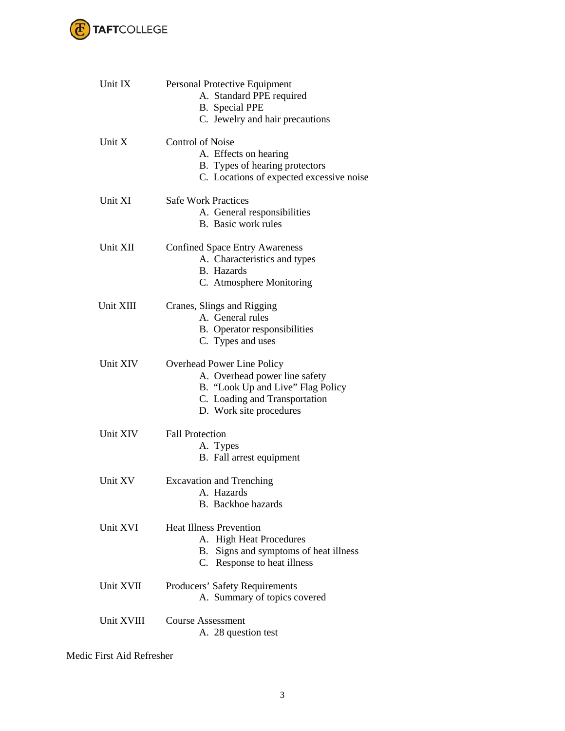Unit IX Personal Protective Equipment

- A. Standard PPE required
- B. Special PPE
- C. Jewelry and hair precautions

Unit X Control of Noise

- A. Effects on hearing
- B. Types of hearing protectors
- C. Locations of expected excessive noise

Unit XI Safe Work Practices

- A. General responsibilities
- B. Basic work rules

Unit XII Confined Space Entry Awareness

- A. Characteristics and types
- B. Hazards
- C. Atmosphere Monitoring

Unit XIII Cranes, Slings and Rigging

- A. General rules
- B. Operator responsibilities
- C. Types and uses

Unit XIV Overhead Power Line Policy

- A. Overhead power line safety
- B. "Look Up and Live" Flag Policy
- C. Loading and Transportation
- D. Work site procedures

Unit XIV Fall Protection

- A. Types
- B. Fall arrest equipment

Unit XV Excavation and Trenching

- A. Hazards
- B. Backhoe hazards

Unit XVI Heat Illness Prevention

- A. High Heat Procedures
- B. Signs and symptoms of heat illness
- C. Response to heat illness

Unit XVII Producers' Safety Requirements

- A. Summary of topics covered

Unit XVIII Course Assessment

- A. 28 question test

Medic First Aid Refresher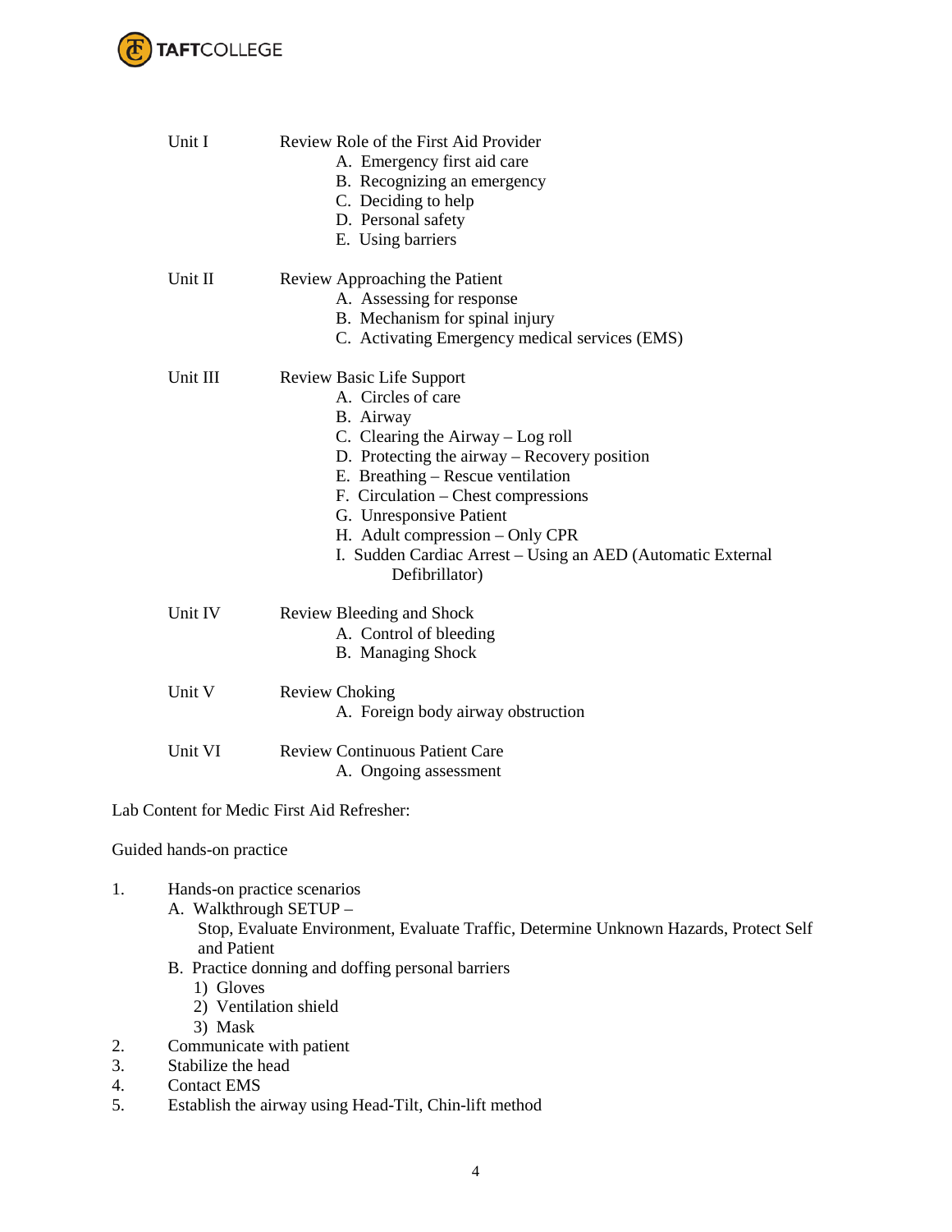Unit I Review Role of the First Aid Provider

A. Emergency first aid care
B. Recognizing an emergency
C. Deciding to help
D. Personal safety
E. Using barriers

Unit II Review Approaching the Patient

A. Assessing for response
B. Mechanism for spinal injury
C. Activating Emergency medical services (EMS)

Unit III Review Basic Life Support

A. Circles of care
B. Airway
C. Clearing the Airway – Log roll
D. Protecting the airway – Recovery position
E. Breathing – Rescue ventilation
F. Circulation – Chest compressions
G. Unresponsive Patient
H. Adult compression – Only CPR
I. Sudden Cardiac Arrest – Using an AED (Automatic External Defibrillator)

Unit IV Review Bleeding and Shock

A. Control of bleeding
B. Managing Shock

Unit V Review Choking

A. Foreign body airway obstruction

Unit VI Review Continuous Patient Care

A. Ongoing assessment

Lab Content for Medic First Aid Refresher:

Guided hands-on practice

1. Hands-on practice scenarios
   A. Walkthrough SETUP –
      Stop, Evaluate Environment, Evaluate Traffic, Determine Unknown Hazards, Protect Self and Patient
   B. Practice donning and doffing personal barriers
      1) Gloves
      2) Ventilation shield
      3) Mask
2. Communicate with patient
3. Stabilize the head
4. Contact EMS
5. Establish the airway using Head-Tilt, Chin-lift method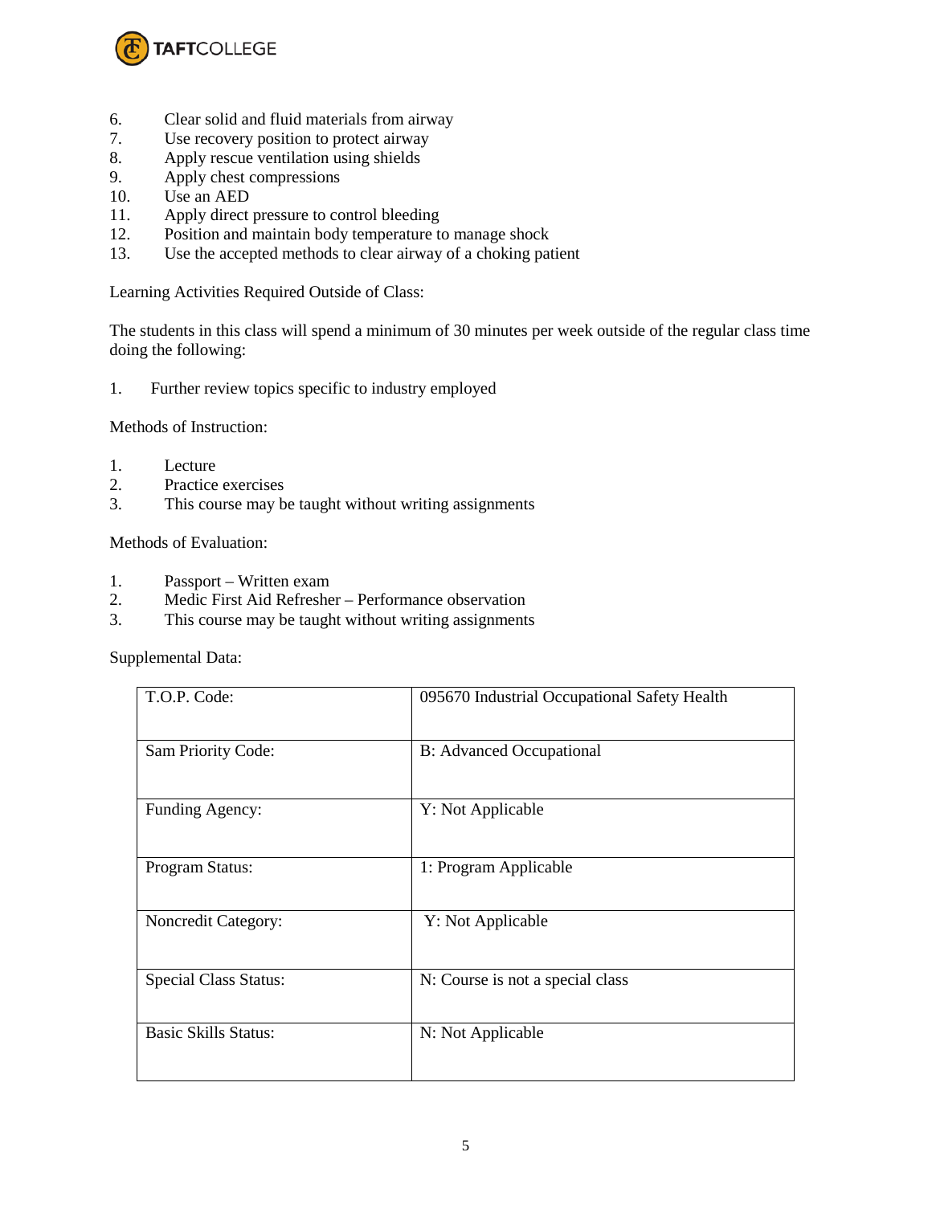6. Clear solid and fluid materials from airway
7. Use recovery position to protect airway
8. Apply rescue ventilation using shields
9. Apply chest compressions
10. Use an AED
11. Apply direct pressure to control bleeding
12. Position and maintain body temperature to manage shock
13. Use the accepted methods to clear airway of a choking patient

Learning Activities Required Outside of Class:

The students in this class will spend a minimum of 30 minutes per week outside of the regular class time doing the following:

1. Further review topics specific to industry employed

Methods of Instruction:

1. Lecture
2. Practice exercises
3. This course may be taught without writing assignments

Methods of Evaluation:

1. Passport – Written exam
2. Medic First Aid Refresher – Performance observation
3. This course may be taught without writing assignments

Supplemental Data:

| | |
|---|---|
| T.O.P. Code: | 095670 Industrial Occupational Safety Health |
| Sam Priority Code: | B: Advanced Occupational |
| Funding Agency: | Y: Not Applicable |
| Program Status: | 1: Program Applicable |
| Noncredit Category: | Y: Not Applicable |
| Special Class Status: | N: Course is not a special class |
| Basic Skills Status: | N: Not Applicable |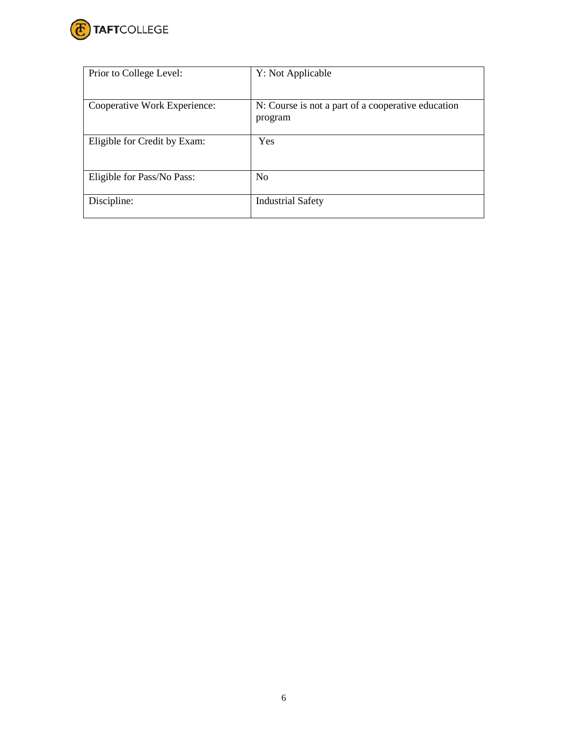| | |
|---|---|
| Prior to College Level: | Y: Not Applicable |
| Cooperative Work Experience: | N: Course is not a part of a cooperative education program |
| Eligible for Credit by Exam: | Yes |
| Eligible for Pass/No Pass: | No |
| Discipline: | Industrial Safety |